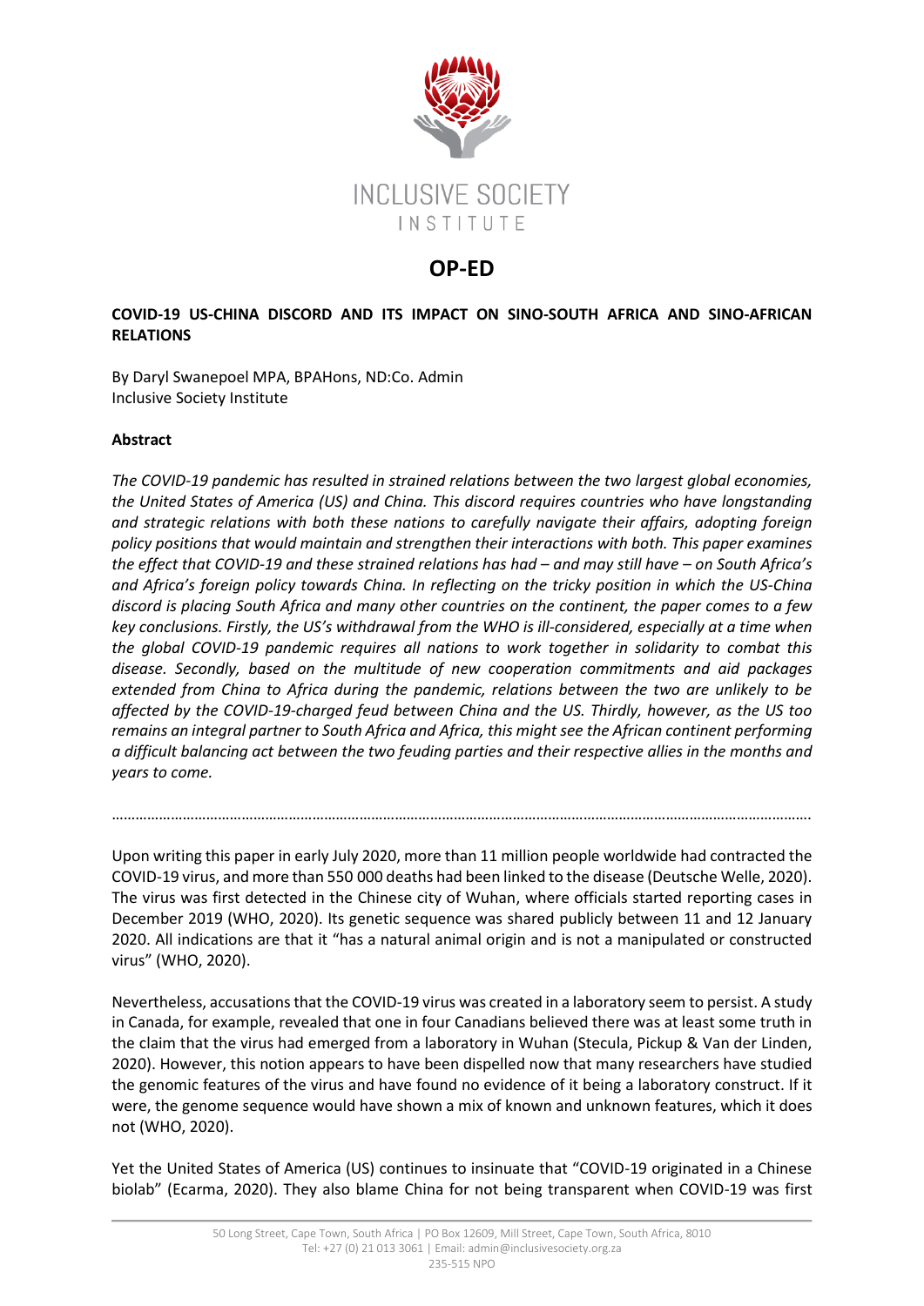INCLUSIVE SOCIETY

INSTITUTE

# OP-ED

**COVID-19 US-CHINA DISCORD AND ITS IMPACT ON SINO-SOUTH AFRICA AND SINO-AFRICAN RELATIONS**

By Daryl Swanepoel MPA, BPAHons, ND:Co. Admin
Inclusive Society Institute

**Abstract**

*The COVID-19 pandemic has resulted in strained relations between the two largest global economies, the United States of America (US) and China. This discord requires countries who have longstanding and strategic relations with both these nations to carefully navigate their affairs, adopting foreign policy positions that would maintain and strengthen their interactions with both. This paper examines the effect that COVID-19 and these strained relations has had – and may still have – on South Africa's and Africa's foreign policy towards China. In reflecting on the tricky position in which the US-China discord is placing South Africa and many other countries on the continent, the paper comes to a few key conclusions. Firstly, the US's withdrawal from the WHO is ill-considered, especially at a time when the global COVID-19 pandemic requires all nations to work together in solidarity to combat this disease. Secondly, based on the multitude of new cooperation commitments and aid packages extended from China to Africa during the pandemic, relations between the two are unlikely to be affected by the COVID-19-charged feud between China and the US. Thirdly, however, as the US too remains an integral partner to South Africa and Africa, this might see the African continent performing a difficult balancing act between the two feuding parties and their respective allies in the months and years to come.*

…………………………………………………………………………………………………………………………………………………………

Upon writing this paper in early July 2020, more than 11 million people worldwide had contracted the COVID-19 virus, and more than 550 000 deaths had been linked to the disease (Deutsche Welle, 2020). The virus was first detected in the Chinese city of Wuhan, where officials started reporting cases in December 2019 (WHO, 2020). Its genetic sequence was shared publicly between 11 and 12 January 2020. All indications are that it "has a natural animal origin and is not a manipulated or constructed virus" (WHO, 2020).

Nevertheless, accusations that the COVID-19 virus was created in a laboratory seem to persist. A study in Canada, for example, revealed that one in four Canadians believed there was at least some truth in the claim that the virus had emerged from a laboratory in Wuhan (Stecula, Pickup & Van der Linden, 2020). However, this notion appears to have been dispelled now that many researchers have studied the genomic features of the virus and have found no evidence of it being a laboratory construct. If it were, the genome sequence would have shown a mix of known and unknown features, which it does not (WHO, 2020).

Yet the United States of America (US) continues to insinuate that "COVID-19 originated in a Chinese biolab" (Ecarma, 2020). They also blame China for not being transparent when COVID-19 was first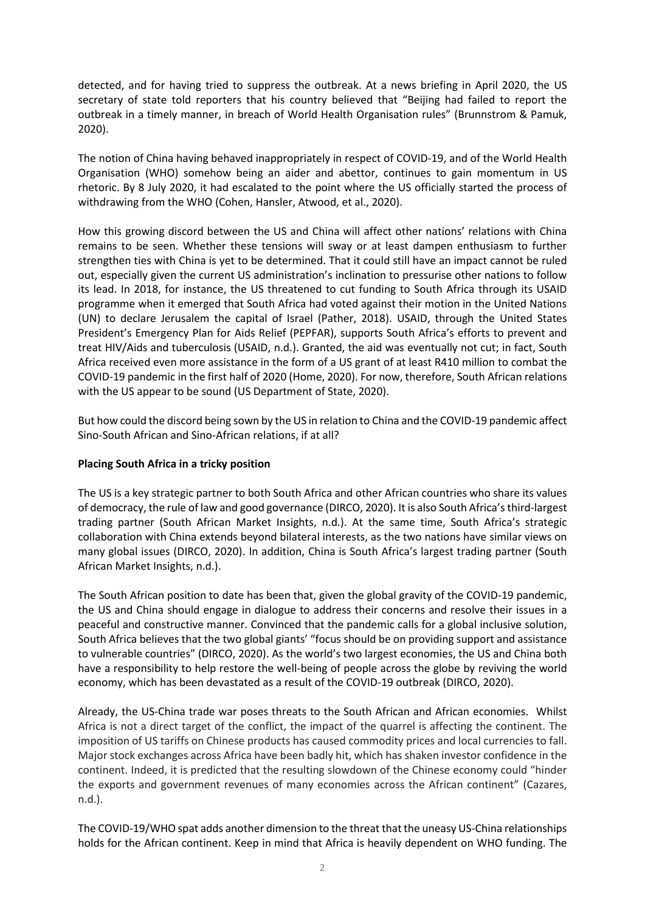detected, and for having tried to suppress the outbreak. At a news briefing in April 2020, the US secretary of state told reporters that his country believed that "Beijing had failed to report the outbreak in a timely manner, in breach of World Health Organisation rules" (Brunnstrom & Pamuk, 2020).

The notion of China having behaved inappropriately in respect of COVID-19, and of the World Health Organisation (WHO) somehow being an aider and abettor, continues to gain momentum in US rhetoric. By 8 July 2020, it had escalated to the point where the US officially started the process of withdrawing from the WHO (Cohen, Hansler, Atwood, et al., 2020).

How this growing discord between the US and China will affect other nations' relations with China remains to be seen. Whether these tensions will sway or at least dampen enthusiasm to further strengthen ties with China is yet to be determined. That it could still have an impact cannot be ruled out, especially given the current US administration's inclination to pressurise other nations to follow its lead. In 2018, for instance, the US threatened to cut funding to South Africa through its USAID programme when it emerged that South Africa had voted against their motion in the United Nations (UN) to declare Jerusalem the capital of Israel (Pather, 2018). USAID, through the United States President's Emergency Plan for Aids Relief (PEPFAR), supports South Africa's efforts to prevent and treat HIV/Aids and tuberculosis (USAID, n.d.). Granted, the aid was eventually not cut; in fact, South Africa received even more assistance in the form of a US grant of at least R410 million to combat the COVID-19 pandemic in the first half of 2020 (Home, 2020). For now, therefore, South African relations with the US appear to be sound (US Department of State, 2020).

But how could the discord being sown by the US in relation to China and the COVID-19 pandemic affect Sino-South African and Sino-African relations, if at all?

**Placing South Africa in a tricky position**

The US is a key strategic partner to both South Africa and other African countries who share its values of democracy, the rule of law and good governance (DIRCO, 2020). It is also South Africa's third-largest trading partner (South African Market Insights, n.d.). At the same time, South Africa's strategic collaboration with China extends beyond bilateral interests, as the two nations have similar views on many global issues (DIRCO, 2020). In addition, China is South Africa's largest trading partner (South African Market Insights, n.d.).

The South African position to date has been that, given the global gravity of the COVID-19 pandemic, the US and China should engage in dialogue to address their concerns and resolve their issues in a peaceful and constructive manner. Convinced that the pandemic calls for a global inclusive solution, South Africa believes that the two global giants' "focus should be on providing support and assistance to vulnerable countries" (DIRCO, 2020). As the world's two largest economies, the US and China both have a responsibility to help restore the well-being of people across the globe by reviving the world economy, which has been devastated as a result of the COVID-19 outbreak (DIRCO, 2020).

Already, the US-China trade war poses threats to the South African and African economies. Whilst Africa is not a direct target of the conflict, the impact of the quarrel is affecting the continent. The imposition of US tariffs on Chinese products has caused commodity prices and local currencies to fall. Major stock exchanges across Africa have been badly hit, which has shaken investor confidence in the continent. Indeed, it is predicted that the resulting slowdown of the Chinese economy could "hinder the exports and government revenues of many economies across the African continent" (Cazares, n.d.).

The COVID-19/WHO spat adds another dimension to the threat that the uneasy US-China relationships holds for the African continent. Keep in mind that Africa is heavily dependent on WHO funding. The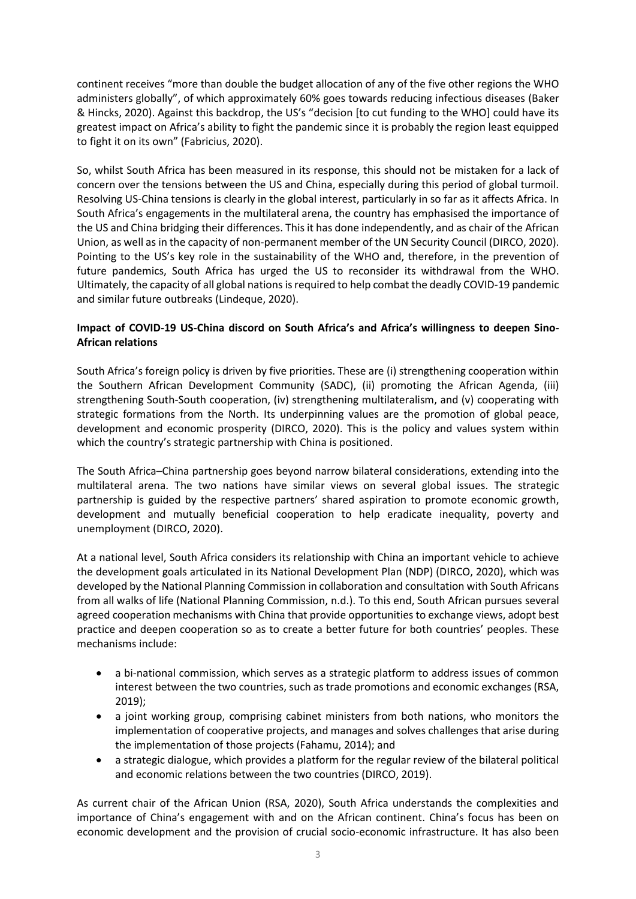continent receives "more than double the budget allocation of any of the five other regions the WHO administers globally", of which approximately 60% goes towards reducing infectious diseases (Baker & Hincks, 2020). Against this backdrop, the US's "decision [to cut funding to the WHO] could have its greatest impact on Africa's ability to fight the pandemic since it is probably the region least equipped to fight it on its own" (Fabricius, 2020).

So, whilst South Africa has been measured in its response, this should not be mistaken for a lack of concern over the tensions between the US and China, especially during this period of global turmoil. Resolving US-China tensions is clearly in the global interest, particularly in so far as it affects Africa. In South Africa's engagements in the multilateral arena, the country has emphasised the importance of the US and China bridging their differences. This it has done independently, and as chair of the African Union, as well as in the capacity of non-permanent member of the UN Security Council (DIRCO, 2020). Pointing to the US's key role in the sustainability of the WHO and, therefore, in the prevention of future pandemics, South Africa has urged the US to reconsider its withdrawal from the WHO. Ultimately, the capacity of all global nations is required to help combat the deadly COVID-19 pandemic and similar future outbreaks (Lindeque, 2020).

**Impact of COVID-19 US-China discord on South Africa's and Africa's willingness to deepen Sino-African relations**

South Africa's foreign policy is driven by five priorities. These are (i) strengthening cooperation within the Southern African Development Community (SADC), (ii) promoting the African Agenda, (iii) strengthening South-South cooperation, (iv) strengthening multilateralism, and (v) cooperating with strategic formations from the North. Its underpinning values are the promotion of global peace, development and economic prosperity (DIRCO, 2020). This is the policy and values system within which the country's strategic partnership with China is positioned.

The South Africa–China partnership goes beyond narrow bilateral considerations, extending into the multilateral arena. The two nations have similar views on several global issues. The strategic partnership is guided by the respective partners' shared aspiration to promote economic growth, development and mutually beneficial cooperation to help eradicate inequality, poverty and unemployment (DIRCO, 2020).

At a national level, South Africa considers its relationship with China an important vehicle to achieve the development goals articulated in its National Development Plan (NDP) (DIRCO, 2020), which was developed by the National Planning Commission in collaboration and consultation with South Africans from all walks of life (National Planning Commission, n.d.). To this end, South African pursues several agreed cooperation mechanisms with China that provide opportunities to exchange views, adopt best practice and deepen cooperation so as to create a better future for both countries' peoples. These mechanisms include:

- a bi-national commission, which serves as a strategic platform to address issues of common interest between the two countries, such as trade promotions and economic exchanges (RSA, 2019);
- a joint working group, comprising cabinet ministers from both nations, who monitors the implementation of cooperative projects, and manages and solves challenges that arise during the implementation of those projects (Fahamu, 2014); and
- a strategic dialogue, which provides a platform for the regular review of the bilateral political and economic relations between the two countries (DIRCO, 2019).

As current chair of the African Union (RSA, 2020), South Africa understands the complexities and importance of China's engagement with and on the African continent. China's focus has been on economic development and the provision of crucial socio-economic infrastructure. It has also been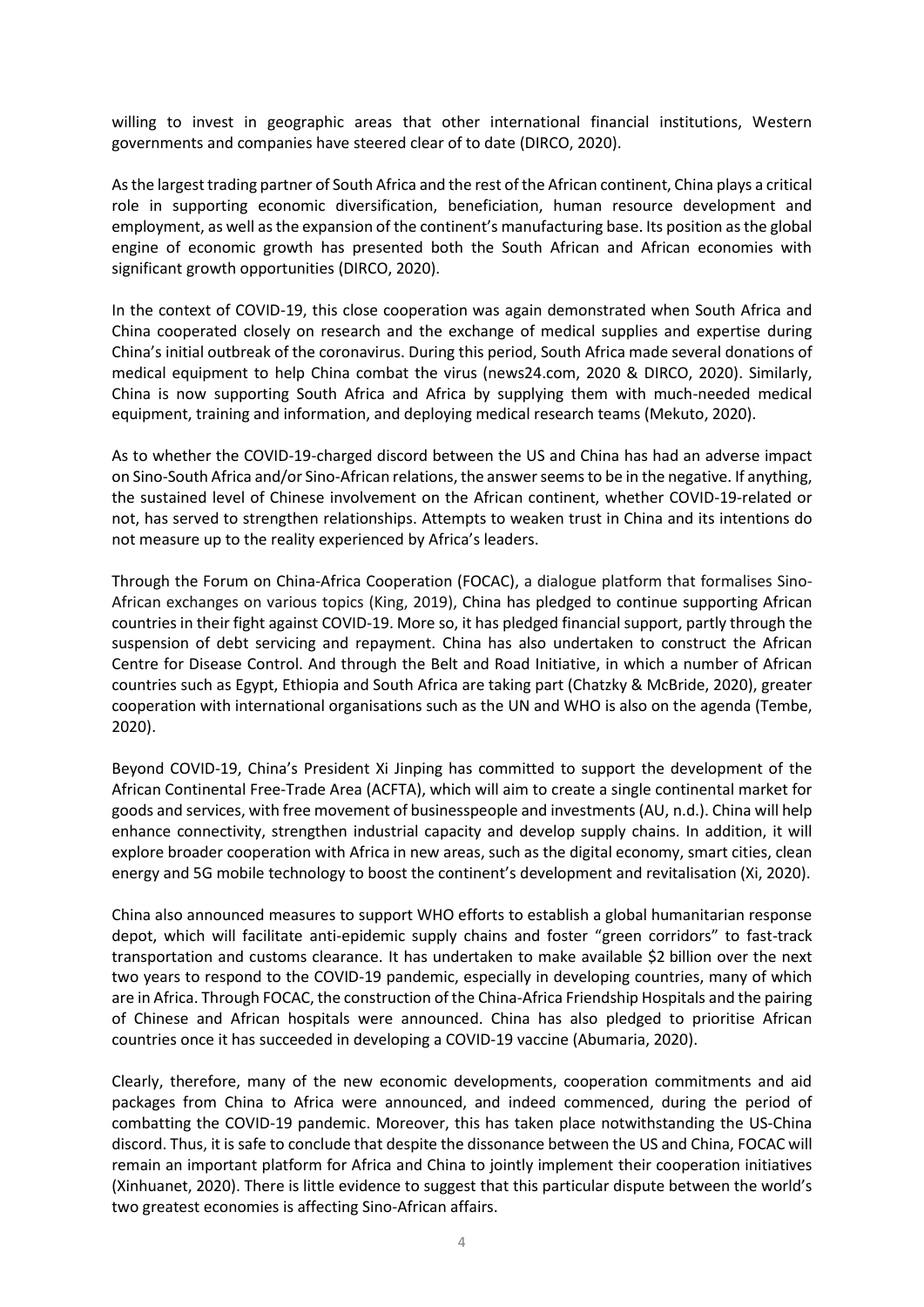willing to invest in geographic areas that other international financial institutions, Western governments and companies have steered clear of to date (DIRCO, 2020).

As the largest trading partner of South Africa and the rest of the African continent, China plays a critical role in supporting economic diversification, beneficiation, human resource development and employment, as well as the expansion of the continent's manufacturing base. Its position as the global engine of economic growth has presented both the South African and African economies with significant growth opportunities (DIRCO, 2020).

In the context of COVID-19, this close cooperation was again demonstrated when South Africa and China cooperated closely on research and the exchange of medical supplies and expertise during China's initial outbreak of the coronavirus. During this period, South Africa made several donations of medical equipment to help China combat the virus (news24.com, 2020 & DIRCO, 2020). Similarly, China is now supporting South Africa and Africa by supplying them with much-needed medical equipment, training and information, and deploying medical research teams (Mekuto, 2020).

As to whether the COVID-19-charged discord between the US and China has had an adverse impact on Sino-South Africa and/or Sino-African relations, the answer seems to be in the negative. If anything, the sustained level of Chinese involvement on the African continent, whether COVID-19-related or not, has served to strengthen relationships. Attempts to weaken trust in China and its intentions do not measure up to the reality experienced by Africa's leaders.

Through the Forum on China-Africa Cooperation (FOCAC), a dialogue platform that formalises Sino-African exchanges on various topics (King, 2019), China has pledged to continue supporting African countries in their fight against COVID-19. More so, it has pledged financial support, partly through the suspension of debt servicing and repayment. China has also undertaken to construct the African Centre for Disease Control. And through the Belt and Road Initiative, in which a number of African countries such as Egypt, Ethiopia and South Africa are taking part (Chatzky & McBride, 2020), greater cooperation with international organisations such as the UN and WHO is also on the agenda (Tembe, 2020).

Beyond COVID-19, China's President Xi Jinping has committed to support the development of the African Continental Free-Trade Area (ACFTA), which will aim to create a single continental market for goods and services, with free movement of businesspeople and investments (AU, n.d.). China will help enhance connectivity, strengthen industrial capacity and develop supply chains. In addition, it will explore broader cooperation with Africa in new areas, such as the digital economy, smart cities, clean energy and 5G mobile technology to boost the continent's development and revitalisation (Xi, 2020).

China also announced measures to support WHO efforts to establish a global humanitarian response depot, which will facilitate anti-epidemic supply chains and foster "green corridors" to fast-track transportation and customs clearance. It has undertaken to make available $2 billion over the next two years to respond to the COVID-19 pandemic, especially in developing countries, many of which are in Africa. Through FOCAC, the construction of the China-Africa Friendship Hospitals and the pairing of Chinese and African hospitals were announced. China has also pledged to prioritise African countries once it has succeeded in developing a COVID-19 vaccine (Abumaria, 2020).

Clearly, therefore, many of the new economic developments, cooperation commitments and aid packages from China to Africa were announced, and indeed commenced, during the period of combatting the COVID-19 pandemic. Moreover, this has taken place notwithstanding the US-China discord. Thus, it is safe to conclude that despite the dissonance between the US and China, FOCAC will remain an important platform for Africa and China to jointly implement their cooperation initiatives (Xinhuanet, 2020). There is little evidence to suggest that this particular dispute between the world's two greatest economies is affecting Sino-African affairs.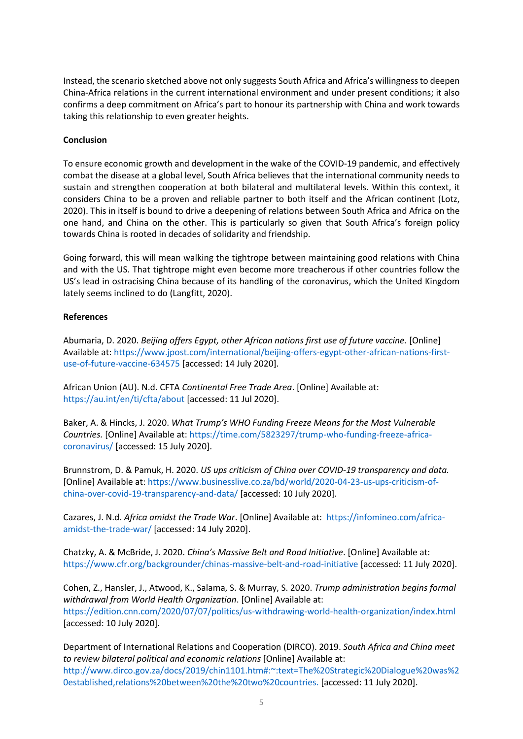Instead, the scenario sketched above not only suggests South Africa and Africa's willingness to deepen China-Africa relations in the current international environment and under present conditions; it also confirms a deep commitment on Africa's part to honour its partnership with China and work towards taking this relationship to even greater heights.

**Conclusion**

To ensure economic growth and development in the wake of the COVID-19 pandemic, and effectively combat the disease at a global level, South Africa believes that the international community needs to sustain and strengthen cooperation at both bilateral and multilateral levels. Within this context, it considers China to be a proven and reliable partner to both itself and the African continent (Lotz, 2020). This in itself is bound to drive a deepening of relations between South Africa and Africa on the one hand, and China on the other. This is particularly so given that South Africa's foreign policy towards China is rooted in decades of solidarity and friendship.

Going forward, this will mean walking the tightrope between maintaining good relations with China and with the US. That tightrope might even become more treacherous if other countries follow the US's lead in ostracising China because of its handling of the coronavirus, which the United Kingdom lately seems inclined to do (Langfitt, 2020).

**References**

Abumaria, D. 2020. *Beijing offers Egypt, other African nations first use of future vaccine.* [Online] Available at: https://www.jpost.com/international/beijing-offers-egypt-other-african-nations-first-use-of-future-vaccine-634575 [accessed: 14 July 2020].

African Union (AU). N.d. CFTA *Continental Free Trade Area*. [Online] Available at: https://au.int/en/ti/cfta/about [accessed: 11 Jul 2020].

Baker, A. & Hincks, J. 2020. *What Trump's WHO Funding Freeze Means for the Most Vulnerable Countries.* [Online] Available at: https://time.com/5823297/trump-who-funding-freeze-africa-coronavirus/ [accessed: 15 July 2020].

Brunnstrom, D. & Pamuk, H. 2020. *US ups criticism of China over COVID-19 transparency and data.* [Online] Available at: https://www.businesslive.co.za/bd/world/2020-04-23-us-ups-criticism-of-china-over-covid-19-transparency-and-data/ [accessed: 10 July 2020].

Cazares, J. N.d. *Africa amidst the Trade War*. [Online] Available at: https://infomineo.com/africa-amidst-the-trade-war/ [accessed: 14 July 2020].

Chatzky, A. & McBride, J. 2020. *China's Massive Belt and Road Initiative*. [Online] Available at: https://www.cfr.org/backgrounder/chinas-massive-belt-and-road-initiative [accessed: 11 July 2020].

Cohen, Z., Hansler, J., Atwood, K., Salama, S. & Murray, S. 2020. *Trump administration begins formal withdrawal from World Health Organization*. [Online] Available at: https://edition.cnn.com/2020/07/07/politics/us-withdrawing-world-health-organization/index.html [accessed: 10 July 2020].

Department of International Relations and Cooperation (DIRCO). 2019. *South Africa and China meet to review bilateral political and economic relations* [Online] Available at: http://www.dirco.gov.za/docs/2019/chin1101.htm#:~:text=The%20Strategic%20Dialogue%20was%20established,relations%20between%20the%20two%20countries. [accessed: 11 July 2020].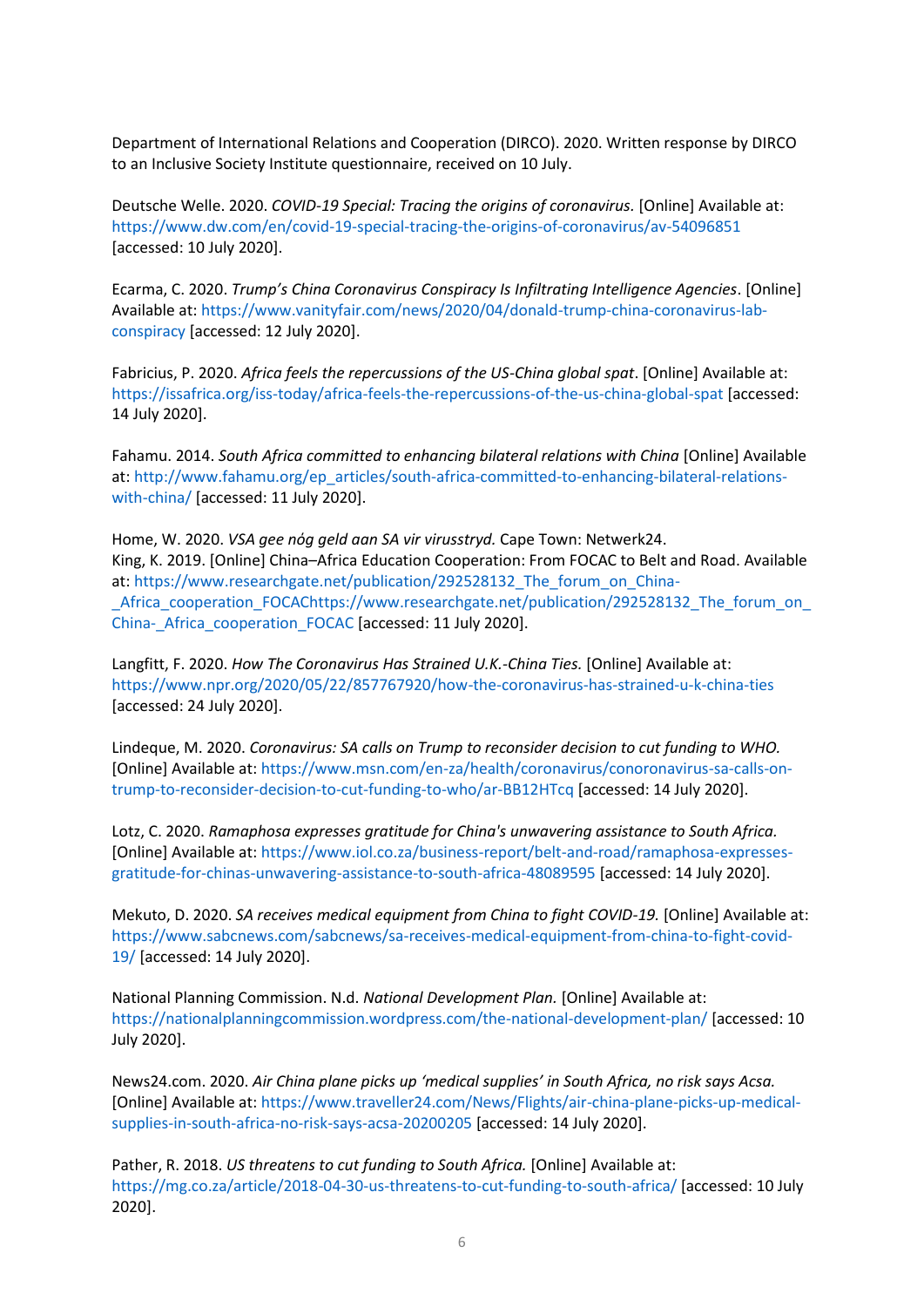Department of International Relations and Cooperation (DIRCO). 2020. Written response by DIRCO to an Inclusive Society Institute questionnaire, received on 10 July.

Deutsche Welle. 2020. *COVID-19 Special: Tracing the origins of coronavirus.* [Online] Available at: https://www.dw.com/en/covid-19-special-tracing-the-origins-of-coronavirus/av-54096851 [accessed: 10 July 2020].

Ecarma, C. 2020. *Trump's China Coronavirus Conspiracy Is Infiltrating Intelligence Agencies*. [Online] Available at: https://www.vanityfair.com/news/2020/04/donald-trump-china-coronavirus-lab-conspiracy [accessed: 12 July 2020].

Fabricius, P. 2020. *Africa feels the repercussions of the US-China global spat*. [Online] Available at: https://issafrica.org/iss-today/africa-feels-the-repercussions-of-the-us-china-global-spat [accessed: 14 July 2020].

Fahamu. 2014. *South Africa committed to enhancing bilateral relations with China* [Online] Available at: http://www.fahamu.org/ep_articles/south-africa-committed-to-enhancing-bilateral-relations-with-china/ [accessed: 11 July 2020].

Home, W. 2020. *VSA gee nóg geld aan SA vir virusstryd.* Cape Town: Netwerk24.
King, K. 2019. [Online] China–Africa Education Cooperation: From FOCAC to Belt and Road. Available at: https://www.researchgate.net/publication/292528132_The_forum_on_China-_Africa_cooperation_FOCAChttps://www.researchgate.net/publication/292528132_The_forum_on_China-_Africa_cooperation_FOCAC [accessed: 11 July 2020].

Langfitt, F. 2020. *How The Coronavirus Has Strained U.K.-China Ties.* [Online] Available at: https://www.npr.org/2020/05/22/857767920/how-the-coronavirus-has-strained-u-k-china-ties [accessed: 24 July 2020].

Lindeque, M. 2020. *Coronavirus: SA calls on Trump to reconsider decision to cut funding to WHO.* [Online] Available at: https://www.msn.com/en-za/health/coronavirus/conoronavirus-sa-calls-on-trump-to-reconsider-decision-to-cut-funding-to-who/ar-BB12HTcq [accessed: 14 July 2020].

Lotz, C. 2020. *Ramaphosa expresses gratitude for China's unwavering assistance to South Africa.* [Online] Available at: https://www.iol.co.za/business-report/belt-and-road/ramaphosa-expresses-gratitude-for-chinas-unwavering-assistance-to-south-africa-48089595 [accessed: 14 July 2020].

Mekuto, D. 2020. *SA receives medical equipment from China to fight COVID-19.* [Online] Available at: https://www.sabcnews.com/sabcnews/sa-receives-medical-equipment-from-china-to-fight-covid-19/ [accessed: 14 July 2020].

National Planning Commission. N.d. *National Development Plan.* [Online] Available at: https://nationalplanningcommission.wordpress.com/the-national-development-plan/ [accessed: 10 July 2020].

News24.com. 2020. *Air China plane picks up 'medical supplies' in South Africa, no risk says Acsa.* [Online] Available at: https://www.traveller24.com/News/Flights/air-china-plane-picks-up-medical-supplies-in-south-africa-no-risk-says-acsa-20200205 [accessed: 14 July 2020].

Pather, R. 2018. *US threatens to cut funding to South Africa.* [Online] Available at: https://mg.co.za/article/2018-04-30-us-threatens-to-cut-funding-to-south-africa/ [accessed: 10 July 2020].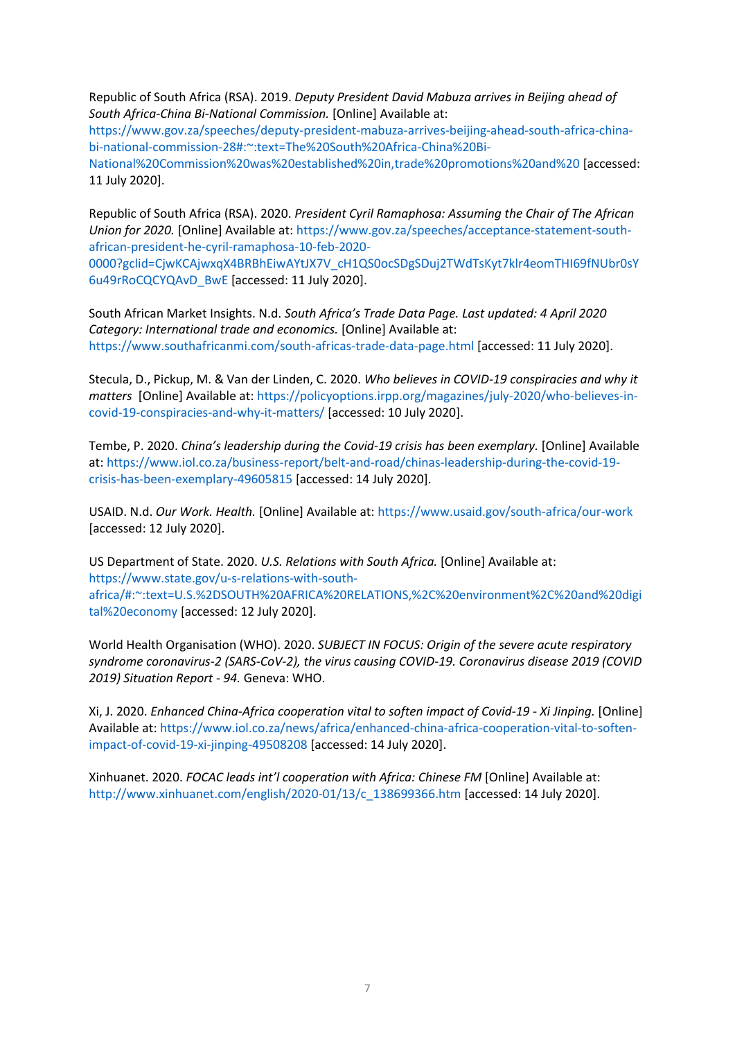Republic of South Africa (RSA). 2019. *Deputy President David Mabuza arrives in Beijing ahead of South Africa-China Bi-National Commission.* [Online] Available at: https://www.gov.za/speeches/deputy-president-mabuza-arrives-beijing-ahead-south-africa-china-bi-national-commission-28#:~:text=The%20South%20Africa-China%20Bi-National%20Commission%20was%20established%20in,trade%20promotions%20and%20 [accessed: 11 July 2020].

Republic of South Africa (RSA). 2020. *President Cyril Ramaphosa: Assuming the Chair of The African Union for 2020.* [Online] Available at: https://www.gov.za/speeches/acceptance-statement-south-african-president-he-cyril-ramaphosa-10-feb-2020-0000?gclid=CjwKCAjwxqX4BRBhEiwAYtJX7V_cH1QS0ocSDgSDuj2TWdTsKyt7klr4eomTHI69fNUbr0sY6u49rRoCQCYQAvD_BwE [accessed: 11 July 2020].

South African Market Insights. N.d. *South Africa's Trade Data Page. Last updated: 4 April 2020 Category: International trade and economics.* [Online] Available at: https://www.southafricanmi.com/south-africas-trade-data-page.html [accessed: 11 July 2020].

Stecula, D., Pickup, M. & Van der Linden, C. 2020. *Who believes in COVID-19 conspiracies and why it matters* [Online] Available at: https://policyoptions.irpp.org/magazines/july-2020/who-believes-in-covid-19-conspiracies-and-why-it-matters/ [accessed: 10 July 2020].

Tembe, P. 2020. *China's leadership during the Covid-19 crisis has been exemplary.* [Online] Available at: https://www.iol.co.za/business-report/belt-and-road/chinas-leadership-during-the-covid-19-crisis-has-been-exemplary-49605815 [accessed: 14 July 2020].

USAID. N.d. *Our Work. Health.* [Online] Available at: https://www.usaid.gov/south-africa/our-work [accessed: 12 July 2020].

US Department of State. 2020. *U.S. Relations with South Africa.* [Online] Available at: https://www.state.gov/u-s-relations-with-south-africa/#:~:text=U.S.%2DSOUTH%20AFRICA%20RELATIONS,%2C%20environment%2C%20and%20digital%20economy [accessed: 12 July 2020].

World Health Organisation (WHO). 2020. *SUBJECT IN FOCUS: Origin of the severe acute respiratory syndrome coronavirus-2 (SARS-CoV-2), the virus causing COVID-19. Coronavirus disease 2019 (COVID 2019) Situation Report - 94.* Geneva: WHO.

Xi, J. 2020. *Enhanced China-Africa cooperation vital to soften impact of Covid-19 - Xi Jinping.* [Online] Available at: https://www.iol.co.za/news/africa/enhanced-china-africa-cooperation-vital-to-soften-impact-of-covid-19-xi-jinping-49508208 [accessed: 14 July 2020].

Xinhuanet. 2020. *FOCAC leads int'l cooperation with Africa: Chinese FM* [Online] Available at: http://www.xinhuanet.com/english/2020-01/13/c_138699366.htm [accessed: 14 July 2020].